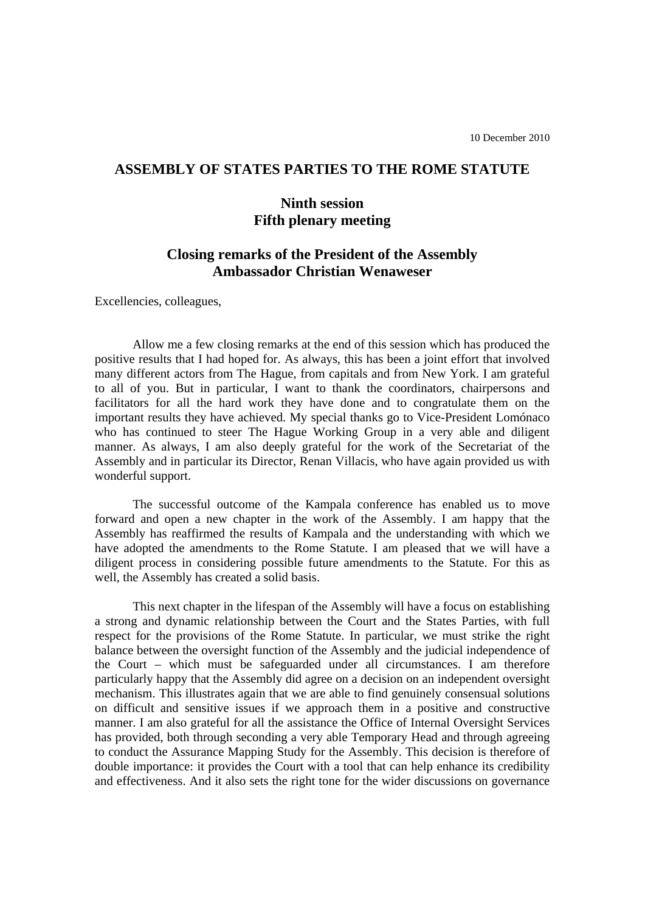10 December 2010

## ASSEMBLY OF STATES PARTIES TO THE ROME STATUTE

### Ninth session
### Fifth plenary meeting

### Closing remarks of the President of the Assembly
### Ambassador Christian Wenaweser

Excellencies, colleagues,

Allow me a few closing remarks at the end of this session which has produced the positive results that I had hoped for. As always, this has been a joint effort that involved many different actors from The Hague, from capitals and from New York. I am grateful to all of you. But in particular, I want to thank the coordinators, chairpersons and facilitators for all the hard work they have done and to congratulate them on the important results they have achieved. My special thanks go to Vice-President Lomónaco who has continued to steer The Hague Working Group in a very able and diligent manner. As always, I am also deeply grateful for the work of the Secretariat of the Assembly and in particular its Director, Renan Villacis, who have again provided us with wonderful support.

The successful outcome of the Kampala conference has enabled us to move forward and open a new chapter in the work of the Assembly. I am happy that the Assembly has reaffirmed the results of Kampala and the understanding with which we have adopted the amendments to the Rome Statute. I am pleased that we will have a diligent process in considering possible future amendments to the Statute. For this as well, the Assembly has created a solid basis.

This next chapter in the lifespan of the Assembly will have a focus on establishing a strong and dynamic relationship between the Court and the States Parties, with full respect for the provisions of the Rome Statute. In particular, we must strike the right balance between the oversight function of the Assembly and the judicial independence of the Court – which must be safeguarded under all circumstances. I am therefore particularly happy that the Assembly did agree on a decision on an independent oversight mechanism. This illustrates again that we are able to find genuinely consensual solutions on difficult and sensitive issues if we approach them in a positive and constructive manner. I am also grateful for all the assistance the Office of Internal Oversight Services has provided, both through seconding a very able Temporary Head and through agreeing to conduct the Assurance Mapping Study for the Assembly. This decision is therefore of double importance: it provides the Court with a tool that can help enhance its credibility and effectiveness. And it also sets the right tone for the wider discussions on governance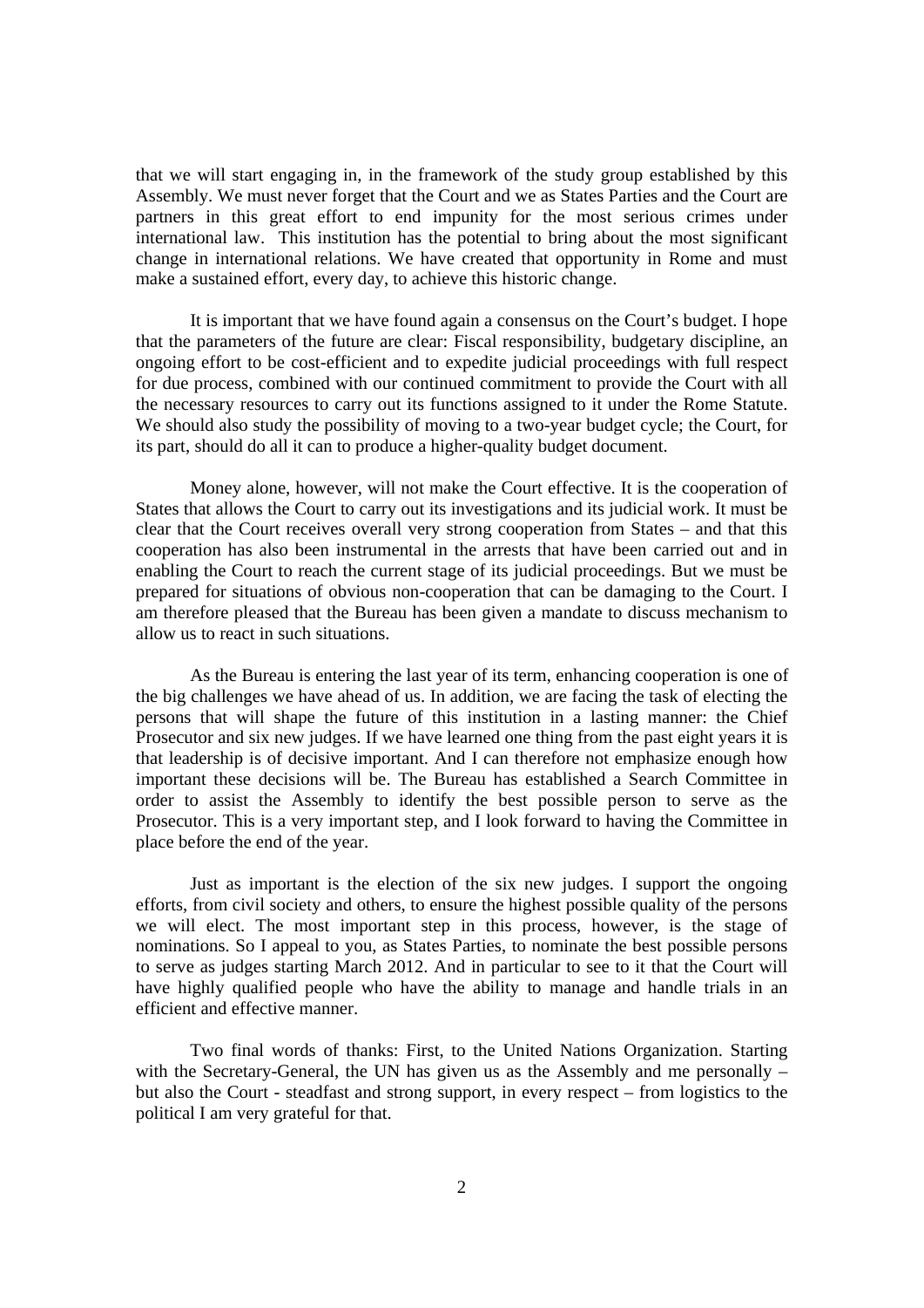that we will start engaging in, in the framework of the study group established by this Assembly. We must never forget that the Court and we as States Parties and the Court are partners in this great effort to end impunity for the most serious crimes under international law. This institution has the potential to bring about the most significant change in international relations. We have created that opportunity in Rome and must make a sustained effort, every day, to achieve this historic change.

It is important that we have found again a consensus on the Court's budget. I hope that the parameters of the future are clear: Fiscal responsibility, budgetary discipline, an ongoing effort to be cost-efficient and to expedite judicial proceedings with full respect for due process, combined with our continued commitment to provide the Court with all the necessary resources to carry out its functions assigned to it under the Rome Statute. We should also study the possibility of moving to a two-year budget cycle; the Court, for its part, should do all it can to produce a higher-quality budget document.

Money alone, however, will not make the Court effective. It is the cooperation of States that allows the Court to carry out its investigations and its judicial work. It must be clear that the Court receives overall very strong cooperation from States – and that this cooperation has also been instrumental in the arrests that have been carried out and in enabling the Court to reach the current stage of its judicial proceedings. But we must be prepared for situations of obvious non-cooperation that can be damaging to the Court. I am therefore pleased that the Bureau has been given a mandate to discuss mechanism to allow us to react in such situations.

As the Bureau is entering the last year of its term, enhancing cooperation is one of the big challenges we have ahead of us. In addition, we are facing the task of electing the persons that will shape the future of this institution in a lasting manner: the Chief Prosecutor and six new judges. If we have learned one thing from the past eight years it is that leadership is of decisive important. And I can therefore not emphasize enough how important these decisions will be. The Bureau has established a Search Committee in order to assist the Assembly to identify the best possible person to serve as the Prosecutor. This is a very important step, and I look forward to having the Committee in place before the end of the year.

Just as important is the election of the six new judges. I support the ongoing efforts, from civil society and others, to ensure the highest possible quality of the persons we will elect. The most important step in this process, however, is the stage of nominations. So I appeal to you, as States Parties, to nominate the best possible persons to serve as judges starting March 2012. And in particular to see to it that the Court will have highly qualified people who have the ability to manage and handle trials in an efficient and effective manner.

Two final words of thanks: First, to the United Nations Organization. Starting with the Secretary-General, the UN has given us as the Assembly and me personally – but also the Court - steadfast and strong support, in every respect – from logistics to the political I am very grateful for that.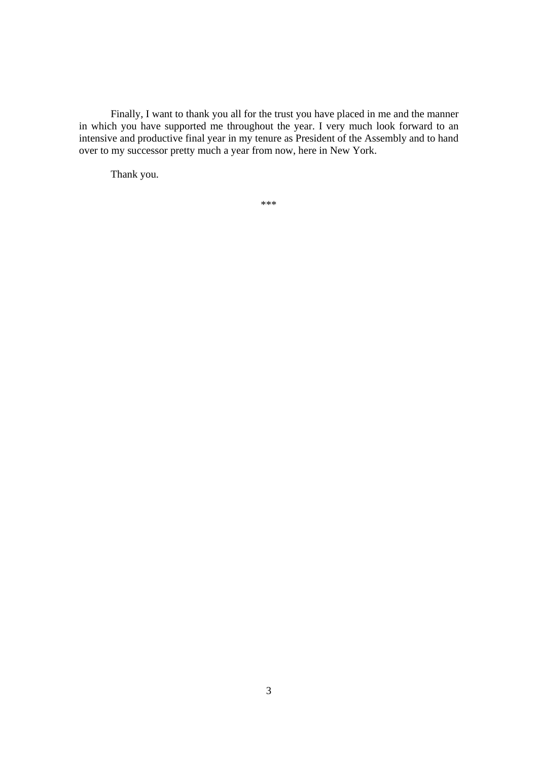Finally, I want to thank you all for the trust you have placed in me and the manner in which you have supported me throughout the year. I very much look forward to an intensive and productive final year in my tenure as President of the Assembly and to hand over to my successor pretty much a year from now, here in New York.

Thank you.

***